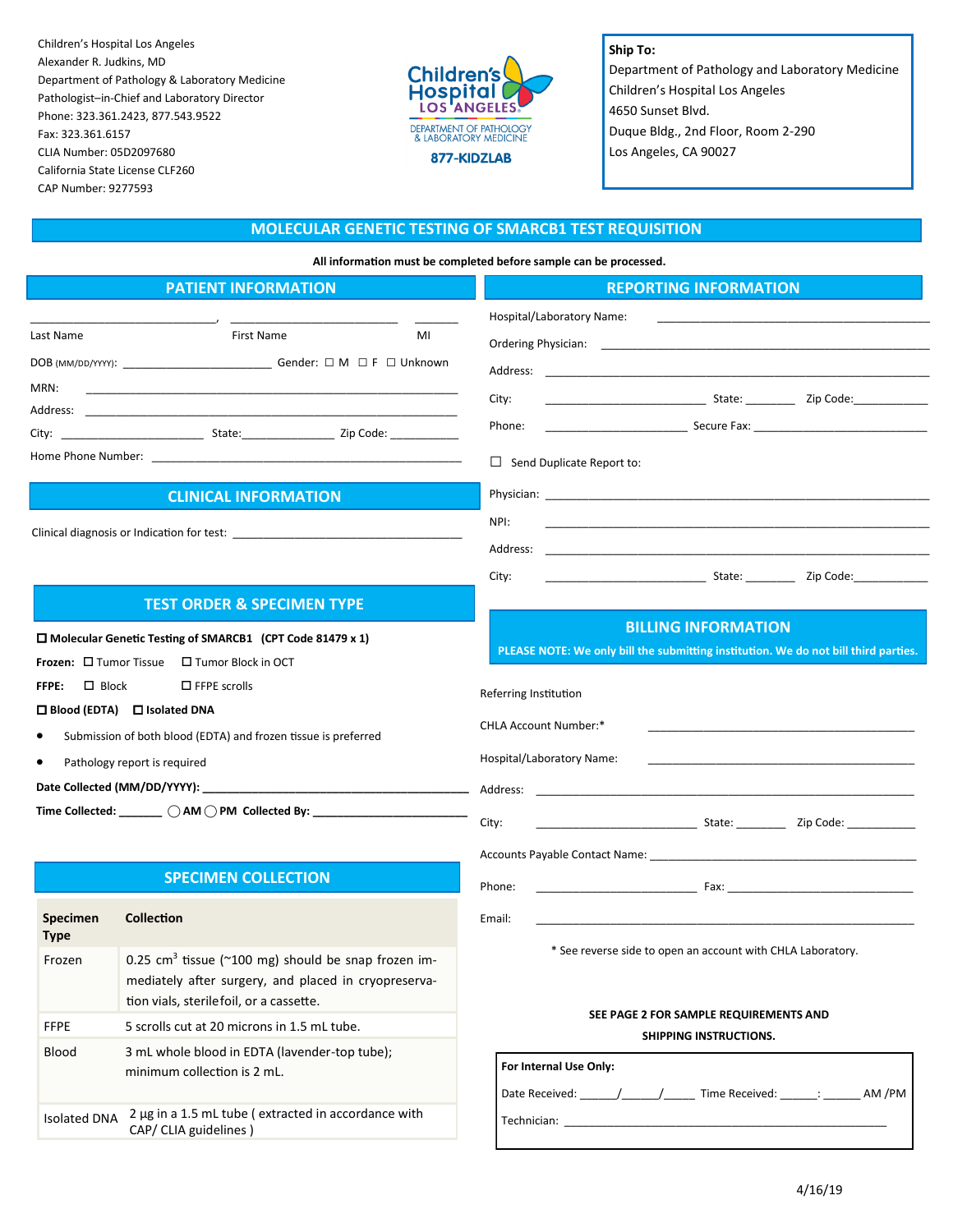Children's Hospital Los Angeles
Alexander R. Judkins, MD
Department of Pathology & Laboratory Medicine
Pathologist–in-Chief and Laboratory Director
Phone: 323.361.2423, 877.543.9522
Fax: 323.361.6157
CLIA Number: 05D2097680
California State License CLF260
CAP Number: 9277593

Children's Hospital LOS ANGELES
DEPARTMENT OF PATHOLOGY & LABORATORY MEDICINE
877-KIDZLAB

**Ship To:**
Department of Pathology and Laboratory Medicine
Children's Hospital Los Angeles
4650 Sunset Blvd.
Duque Bldg., 2nd Floor, Room 2-290
Los Angeles, CA 90027

# MOLECULAR GENETIC TESTING OF SMARCB1 TEST REQUISITION

**All information must be completed before sample can be processed.**

## PATIENT INFORMATION

_______________________________, _________________________ _______
Last Name First Name MI

DOB (MM/DD/YYYY): ______________________ Gender: ☐ M ☐ F ☐ Unknown

MRN: ________________________________________________

Address: ________________________________________________

City: ____________________ State:______________ Zip Code: __________

Home Phone Number: ________________________________________________

## CLINICAL INFORMATION

Clinical diagnosis or Indication for test: ____________________________________

## TEST ORDER & SPECIMEN TYPE

☐ **Molecular Genetic Testing of SMARCB1 (CPT Code 81479 x 1)**

**Frozen:** ☐ Tumor Tissue ☐ Tumor Block in OCT

**FFPE:** ☐ Block ☐ FFPE scrolls

☐ **Blood (EDTA)** ☐ **Isolated DNA**

- Submission of both blood (EDTA) and frozen tissue is preferred
- Pathology report is required

**Date Collected (MM/DD/YYYY):** ________________________________________

**Time Collected:** _______ ◯ **AM** ◯ **PM** **Collected By:** ______________________

## SPECIMEN COLLECTION

| Specimen Type | Collection |
|---|---|
| Frozen | 0.25 cm$^3$ tissue (~100 mg) should be snap frozen immediately after surgery, and placed in cryopreservation vials, sterile foil, or a cassette. |
| FFPE | 5 scrolls cut at 20 microns in 1.5 mL tube. |
| Blood | 3 mL whole blood in EDTA (lavender-top tube); minimum collection is 2 mL. |
| Isolated DNA | 2 µg in a 1.5 mL tube ( extracted in accordance with CAP/ CLIA guidelines ) |

## REPORTING INFORMATION

Hospital/Laboratory Name: ________________________________________

Ordering Physician: ________________________________________

Address: ________________________________________

City: ________________________ State: _______ Zip Code:__________

Phone: _____________________ Secure Fax: ________________________

☐ Send Duplicate Report to:

Physician: ________________________________________

NPI: ________________________________________

Address: ________________________________________

City: ________________________ State: _______ Zip Code:__________

## BILLING INFORMATION

**PLEASE NOTE: We only bill the submitting institution. We do not bill third parties.**

Referring Institution

CHLA Account Number:* ________________________________________

Hospital/Laboratory Name: ________________________________________

Address: ________________________________________

City: ________________________ State: _______ Zip Code: __________

Accounts Payable Contact Name: ________________________________________

Phone: ________________________ Fax: ________________________

Email: ________________________________________

\* See reverse side to open an account with CHLA Laboratory.

**SEE PAGE 2 FOR SAMPLE REQUIREMENTS AND SHIPPING INSTRUCTIONS.**

**For Internal Use Only:**

Date Received: _____/_____/_____ Time Received: _____: _____ AM /PM

Technician: ________________________________________

4/16/19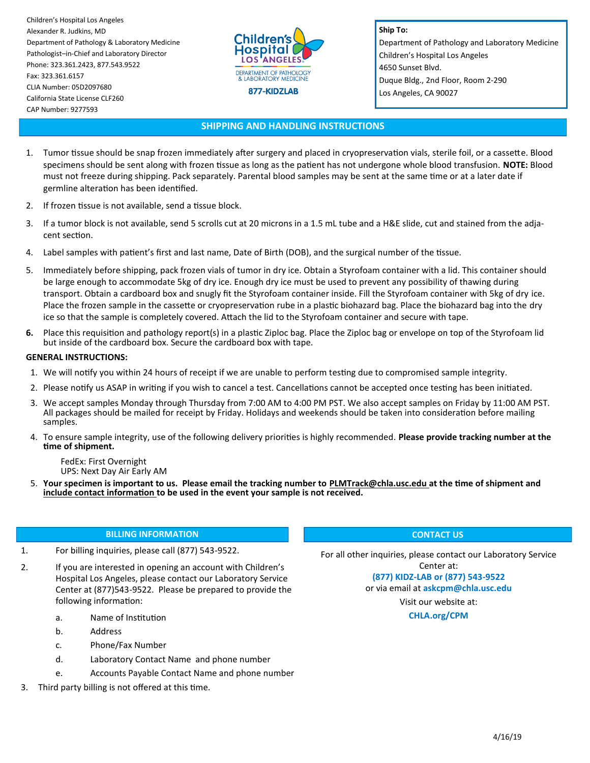Children's Hospital Los Angeles
Alexander R. Judkins, MD
Department of Pathology & Laboratory Medicine
Pathologist–in-Chief and Laboratory Director
Phone: 323.361.2423, 877.543.9522
Fax: 323.361.6157
CLIA Number: 05D2097680
California State License CLF260
CAP Number: 9277593

Children's Hospital LOS ANGELES
DEPARTMENT OF PATHOLOGY & LABORATORY MEDICINE
877-KIDZLAB

**Ship To:**
Department of Pathology and Laboratory Medicine
Children's Hospital Los Angeles
4650 Sunset Blvd.
Duque Bldg., 2nd Floor, Room 2-290
Los Angeles, CA 90027

## SHIPPING AND HANDLING INSTRUCTIONS

1. Tumor tissue should be snap frozen immediately after surgery and placed in cryopreservation vials, sterile foil, or a cassette. Blood specimens should be sent along with frozen tissue as long as the patient has not undergone whole blood transfusion. **NOTE:** Blood must not freeze during shipping. Pack separately. Parental blood samples may be sent at the same time or at a later date if germline alteration has been identified.
2. If frozen tissue is not available, send a tissue block.
3. If a tumor block is not available, send 5 scrolls cut at 20 microns in a 1.5 mL tube and a H&E slide, cut and stained from the adjacent section.
4. Label samples with patient's first and last name, Date of Birth (DOB), and the surgical number of the tissue.
5. Immediately before shipping, pack frozen vials of tumor in dry ice. Obtain a Styrofoam container with a lid. This container should be large enough to accommodate 5kg of dry ice. Enough dry ice must be used to prevent any possibility of thawing during transport. Obtain a cardboard box and snugly fit the Styrofoam container inside. Fill the Styrofoam container with 5kg of dry ice. Place the frozen sample in the cassette or cryopreservation rube in a plastic biohazard bag. Place the biohazard bag into the dry ice so that the sample is completely covered. Attach the lid to the Styrofoam container and secure with tape.
6. Place this requisition and pathology report(s) in a plastic Ziploc bag. Place the Ziploc bag or envelope on top of the Styrofoam lid but inside of the cardboard box. Secure the cardboard box with tape.

**GENERAL INSTRUCTIONS:**

1. We will notify you within 24 hours of receipt if we are unable to perform testing due to compromised sample integrity.
2. Please notify us ASAP in writing if you wish to cancel a test. Cancellations cannot be accepted once testing has been initiated.
3. We accept samples Monday through Thursday from 7:00 AM to 4:00 PM PST. We also accept samples on Friday by 11:00 AM PST. All packages should be mailed for receipt by Friday. Holidays and weekends should be taken into consideration before mailing samples.
4. To ensure sample integrity, use of the following delivery priorities is highly recommended. **Please provide tracking number at the time of shipment.**

   FedEx: First Overnight
   UPS: Next Day Air Early AM
5. **Your specimen is important to us. Please email the tracking number to PLMTrack@chla.usc.edu at the time of shipment and include contact information to be used in the event your sample is not received.**

## BILLING INFORMATION

1. For billing inquiries, please call (877) 543-9522.
2. If you are interested in opening an account with Children's Hospital Los Angeles, please contact our Laboratory Service Center at (877)543-9522. Please be prepared to provide the following information:
   a. Name of Institution
   b. Address
   c. Phone/Fax Number
   d. Laboratory Contact Name and phone number
   e. Accounts Payable Contact Name and phone number
3. Third party billing is not offered at this time.

## CONTACT US

For all other inquiries, please contact our Laboratory Service Center at:
**(877) KIDZ-LAB or (877) 543-9522**
or via email at **askcpm@chla.usc.edu**
Visit our website at:
**CHLA.org/CPM**

4/16/19